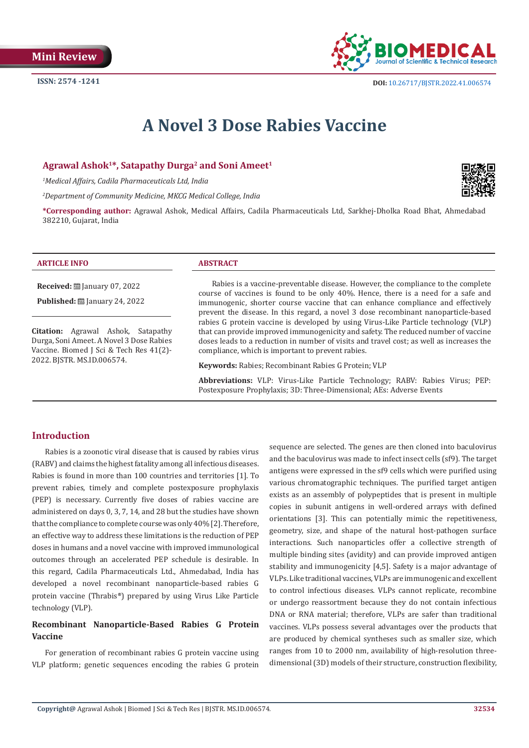Mini Review

ISSN: 2574 -1241

DOI: 10.26717/BJSTR.2022.41.006574

# A Novel 3 Dose Rabies Vaccine

**Agrawal Ashok[1]*, Satapathy Durga[2] and Soni Ameet[1]**

[1]*Medical Affairs, Cadila Pharmaceuticals Ltd, India*

[2]*Department of Community Medicine, MKCG Medical College, India*

***Corresponding author:** Agrawal Ashok, Medical Affairs, Cadila Pharmaceuticals Ltd, Sarkhej-Dholka Road Bhat, Ahmedabad 382210, Gujarat, India

**ARTICLE INFO**

**Received:** January 07, 2022

**Published:** January 24, 2022

**Citation:** Agrawal Ashok, Satapathy Durga, Soni Ameet. A Novel 3 Dose Rabies Vaccine. Biomed J Sci & Tech Res 41(2)-2022. BJSTR. MS.ID.006574.

**ABSTRACT**

Rabies is a vaccine-preventable disease. However, the compliance to the complete course of vaccines is found to be only 40%. Hence, there is a need for a safe and immunogenic, shorter course vaccine that can enhance compliance and effectively prevent the disease. In this regard, a novel 3 dose recombinant nanoparticle-based rabies G protein vaccine is developed by using Virus-Like Particle technology (VLP) that can provide improved immunogenicity and safety. The reduced number of vaccine doses leads to a reduction in number of visits and travel cost; as well as increases the compliance, which is important to prevent rabies.

**Keywords:** Rabies; Recombinant Rabies G Protein; VLP

**Abbreviations:** VLP: Virus-Like Particle Technology; RABV: Rabies Virus; PEP: Postexposure Prophylaxis; 3D: Three-Dimensional; AEs: Adverse Events

## Introduction

Rabies is a zoonotic viral disease that is caused by rabies virus (RABV) and claims the highest fatality among all infectious diseases. Rabies is found in more than 100 countries and territories [1]. To prevent rabies, timely and complete postexposure prophylaxis (PEP) is necessary. Currently five doses of rabies vaccine are administered on days 0, 3, 7, 14, and 28 but the studies have shown that the compliance to complete course was only 40% [2]. Therefore, an effective way to address these limitations is the reduction of PEP doses in humans and a novel vaccine with improved immunological outcomes through an accelerated PEP schedule is desirable. In this regard, Cadila Pharmaceuticals Ltd., Ahmedabad, India has developed a novel recombinant nanoparticle-based rabies G protein vaccine (Thrabis®) prepared by using Virus Like Particle technology (VLP).

### Recombinant Nanoparticle-Based Rabies G Protein Vaccine

For generation of recombinant rabies G protein vaccine using VLP platform; genetic sequences encoding the rabies G protein sequence are selected. The genes are then cloned into baculovirus and the baculovirus was made to infect insect cells (sf9). The target antigens were expressed in the sf9 cells which were purified using various chromatographic techniques. The purified target antigen exists as an assembly of polypeptides that is present in multiple copies in subunit antigens in well-ordered arrays with defined orientations [3]. This can potentially mimic the repetitiveness, geometry, size, and shape of the natural host-pathogen surface interactions. Such nanoparticles offer a collective strength of multiple binding sites (avidity) and can provide improved antigen stability and immunogenicity [4,5]. Safety is a major advantage of VLPs. Like traditional vaccines, VLPs are immunogenic and excellent to control infectious diseases. VLPs cannot replicate, recombine or undergo reassortment because they do not contain infectious DNA or RNA material; therefore, VLPs are safer than traditional vaccines. VLPs possess several advantages over the products that are produced by chemical syntheses such as smaller size, which ranges from 10 to 2000 nm, availability of high-resolution three-dimensional (3D) models of their structure, construction flexibility,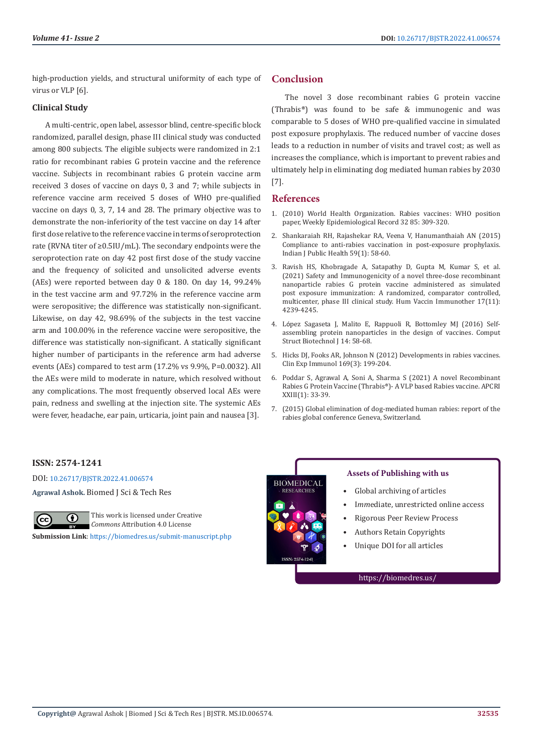high-production yields, and structural uniformity of each type of virus or VLP [6].

### Clinical Study

A multi-centric, open label, assessor blind, centre-specific block randomized, parallel design, phase III clinical study was conducted among 800 subjects. The eligible subjects were randomized in 2:1 ratio for recombinant rabies G protein vaccine and the reference vaccine. Subjects in recombinant rabies G protein vaccine arm received 3 doses of vaccine on days 0, 3 and 7; while subjects in reference vaccine arm received 5 doses of WHO pre-qualified vaccine on days 0, 3, 7, 14 and 28. The primary objective was to demonstrate the non-inferiority of the test vaccine on day 14 after first dose relative to the reference vaccine in terms of seroprotection rate (RVNA titer of ≥0.5IU/mL). The secondary endpoints were the seroprotection rate on day 42 post first dose of the study vaccine and the frequency of solicited and unsolicited adverse events (AEs) were reported between day 0 & 180. On day 14, 99.24% in the test vaccine arm and 97.72% in the reference vaccine arm were seropositive; the difference was statistically non-significant. Likewise, on day 42, 98.69% of the subjects in the test vaccine arm and 100.00% in the reference vaccine were seropositive, the difference was statistically non-significant. A statically significant higher number of participants in the reference arm had adverse events (AEs) compared to test arm (17.2% vs 9.9%, P=0.0032). All the AEs were mild to moderate in nature, which resolved without any complications. The most frequently observed local AEs were pain, redness and swelling at the injection site. The systemic AEs were fever, headache, ear pain, urticaria, joint pain and nausea [3].

## Conclusion

The novel 3 dose recombinant rabies G protein vaccine (Thrabis®) was found to be safe & immunogenic and was comparable to 5 doses of WHO pre-qualified vaccine in simulated post exposure prophylaxis. The reduced number of vaccine doses leads to a reduction in number of visits and travel cost; as well as increases the compliance, which is important to prevent rabies and ultimately help in eliminating dog mediated human rabies by 2030 [7].

## References

1. (2010) World Health Organization. Rabies vaccines: WHO position paper, Weekly Epidemiological Record 32 85: 309-320.
2. Shankaraiah RH, Rajashekar RA, Veena V, Hanumanthaiah AN (2015) Compliance to anti-rabies vaccination in post-exposure prophylaxis. Indian J Public Health 59(1): 58-60.
3. Ravish HS, Khobragade A, Satapathy D, Gupta M, Kumar S, et al. (2021) Safety and Immunogenicity of a novel three-dose recombinant nanoparticle rabies G protein vaccine administered as simulated post exposure immunization: A randomized, comparator controlled, multicenter, phase III clinical study. Hum Vaccin Immunother 17(11): 4239-4245.
4. López Sagaseta J, Malito E, Rappuoli R, Bottomley MJ (2016) Self-assembling protein nanoparticles in the design of vaccines. Comput Struct Biotechnol J 14: 58-68.
5. Hicks DJ, Fooks AR, Johnson N (2012) Developments in rabies vaccines. Clin Exp Immunol 169(3): 199-204.
6. Poddar S, Agrawal A, Soni A, Sharma S (2021) A novel Recombinant Rabies G Protein Vaccine (Thrabis®)- A VLP based Rabies vaccine. APCRI XXIII(1): 33-39.
7. (2015) Global elimination of dog-mediated human rabies: report of the rabies global conference Geneva, Switzerland.

**ISSN: 2574-1241**

DOI: 10.26717/BJSTR.2022.41.006574

**Agrawal Ashok.** Biomed J Sci & Tech Res

This work is licensed under Creative *Commons* Attribution 4.0 License

**Submission Link**: https://biomedres.us/submit-manuscript.php

**Assets of Publishing with us**

- Global archiving of articles
- Immediate, unrestricted online access
- Rigorous Peer Review Process
- Authors Retain Copyrights
- Unique DOI for all articles

https://biomedres.us/